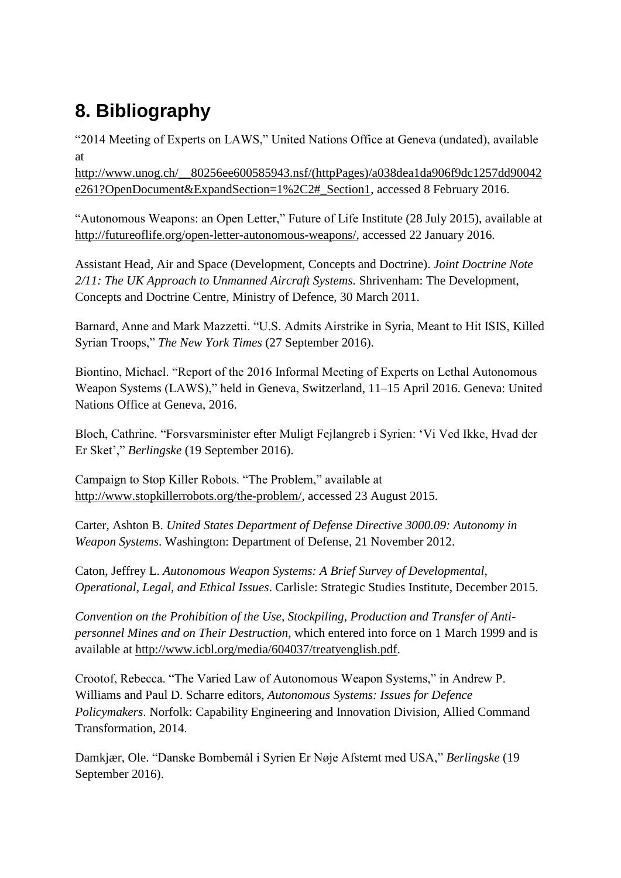## 8. Bibliography

"2014 Meeting of Experts on LAWS," United Nations Office at Geneva (undated), available at http://www.unog.ch/__80256ee600585943.nsf/(httpPages)/a038dea1da906f9dc1257dd90042e261?OpenDocument&ExpandSection=1%2C2#_Section1, accessed 8 February 2016.

"Autonomous Weapons: an Open Letter," Future of Life Institute (28 July 2015), available at http://futureoflife.org/open-letter-autonomous-weapons/, accessed 22 January 2016.

Assistant Head, Air and Space (Development, Concepts and Doctrine). *Joint Doctrine Note 2/11: The UK Approach to Unmanned Aircraft Systems.* Shrivenham: The Development, Concepts and Doctrine Centre, Ministry of Defence, 30 March 2011.

Barnard, Anne and Mark Mazzetti. "U.S. Admits Airstrike in Syria, Meant to Hit ISIS, Killed Syrian Troops," *The New York Times* (27 September 2016).

Biontino, Michael. "Report of the 2016 Informal Meeting of Experts on Lethal Autonomous Weapon Systems (LAWS)," held in Geneva, Switzerland, 11–15 April 2016. Geneva: United Nations Office at Geneva, 2016.

Bloch, Cathrine. "Forsvarsminister efter Muligt Fejlangreb i Syrien: 'Vi Ved Ikke, Hvad der Er Sket'," *Berlingske* (19 September 2016).

Campaign to Stop Killer Robots. "The Problem," available at http://www.stopkillerrobots.org/the-problem/, accessed 23 August 2015.

Carter, Ashton B. *United States Department of Defense Directive 3000.09: Autonomy in Weapon Systems*. Washington: Department of Defense, 21 November 2012.

Caton, Jeffrey L. *Autonomous Weapon Systems: A Brief Survey of Developmental, Operational, Legal, and Ethical Issues*. Carlisle: Strategic Studies Institute, December 2015.

*Convention on the Prohibition of the Use, Stockpiling, Production and Transfer of Anti-personnel Mines and on Their Destruction*, which entered into force on 1 March 1999 and is available at http://www.icbl.org/media/604037/treatyenglish.pdf.

Crootof, Rebecca. "The Varied Law of Autonomous Weapon Systems," in Andrew P. Williams and Paul D. Scharre editors, *Autonomous Systems: Issues for Defence Policymakers*. Norfolk: Capability Engineering and Innovation Division, Allied Command Transformation, 2014.

Damkjær, Ole. "Danske Bombemål i Syrien Er Nøje Afstemt med USA," *Berlingske* (19 September 2016).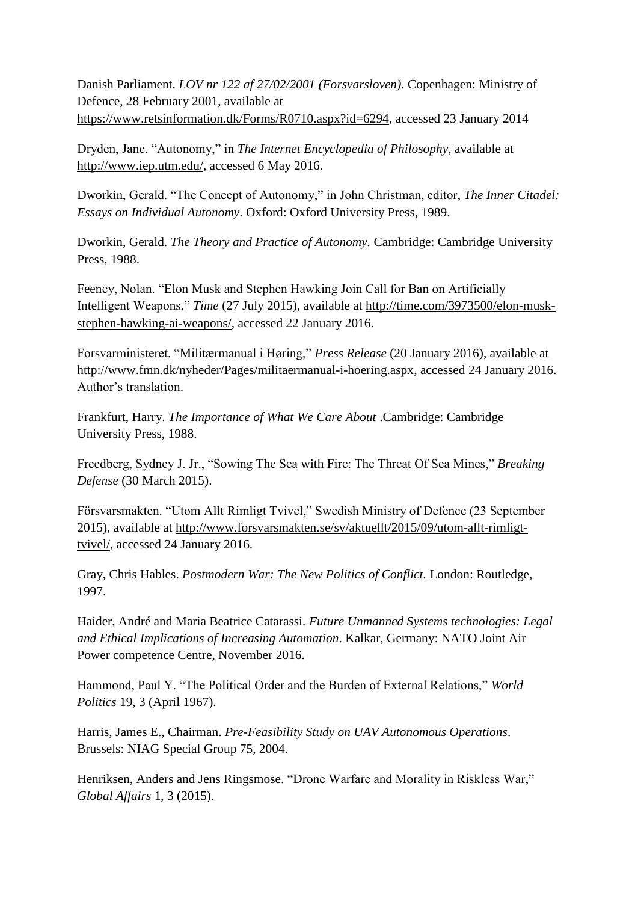Danish Parliament. *LOV nr 122 af 27/02/2001 (Forsvarsloven)*. Copenhagen: Ministry of Defence, 28 February 2001, available at https://www.retsinformation.dk/Forms/R0710.aspx?id=6294, accessed 23 January 2014

Dryden, Jane. "Autonomy," in *The Internet Encyclopedia of Philosophy*, available at http://www.iep.utm.edu/, accessed 6 May 2016.

Dworkin, Gerald. "The Concept of Autonomy," in John Christman, editor, *The Inner Citadel: Essays on Individual Autonomy*. Oxford: Oxford University Press, 1989.

Dworkin, Gerald. *The Theory and Practice of Autonomy.* Cambridge: Cambridge University Press, 1988.

Feeney, Nolan. "Elon Musk and Stephen Hawking Join Call for Ban on Artificially Intelligent Weapons," *Time* (27 July 2015), available at http://time.com/3973500/elon-musk-stephen-hawking-ai-weapons/, accessed 22 January 2016.

Forsvarministeret. "Militærmanual i Høring," *Press Release* (20 January 2016), available at http://www.fmn.dk/nyheder/Pages/militaermanual-i-hoering.aspx, accessed 24 January 2016. Author's translation.

Frankfurt, Harry. *The Importance of What We Care About* .Cambridge: Cambridge University Press, 1988.

Freedberg, Sydney J. Jr., "Sowing The Sea with Fire: The Threat Of Sea Mines," *Breaking Defense* (30 March 2015).

Försvarsmakten. "Utom Allt Rimligt Tvivel," Swedish Ministry of Defence (23 September 2015), available at http://www.forsvarsmakten.se/sv/aktuellt/2015/09/utom-allt-rimligt-tvivel/, accessed 24 January 2016.

Gray, Chris Hables. *Postmodern War: The New Politics of Conflict.* London: Routledge, 1997.

Haider, André and Maria Beatrice Catarassi. *Future Unmanned Systems technologies: Legal and Ethical Implications of Increasing Automation*. Kalkar, Germany: NATO Joint Air Power competence Centre, November 2016.

Hammond, Paul Y. "The Political Order and the Burden of External Relations," *World Politics* 19, 3 (April 1967).

Harris, James E., Chairman. *Pre-Feasibility Study on UAV Autonomous Operations*. Brussels: NIAG Special Group 75, 2004.

Henriksen, Anders and Jens Ringsmose. "Drone Warfare and Morality in Riskless War," *Global Affairs* 1, 3 (2015).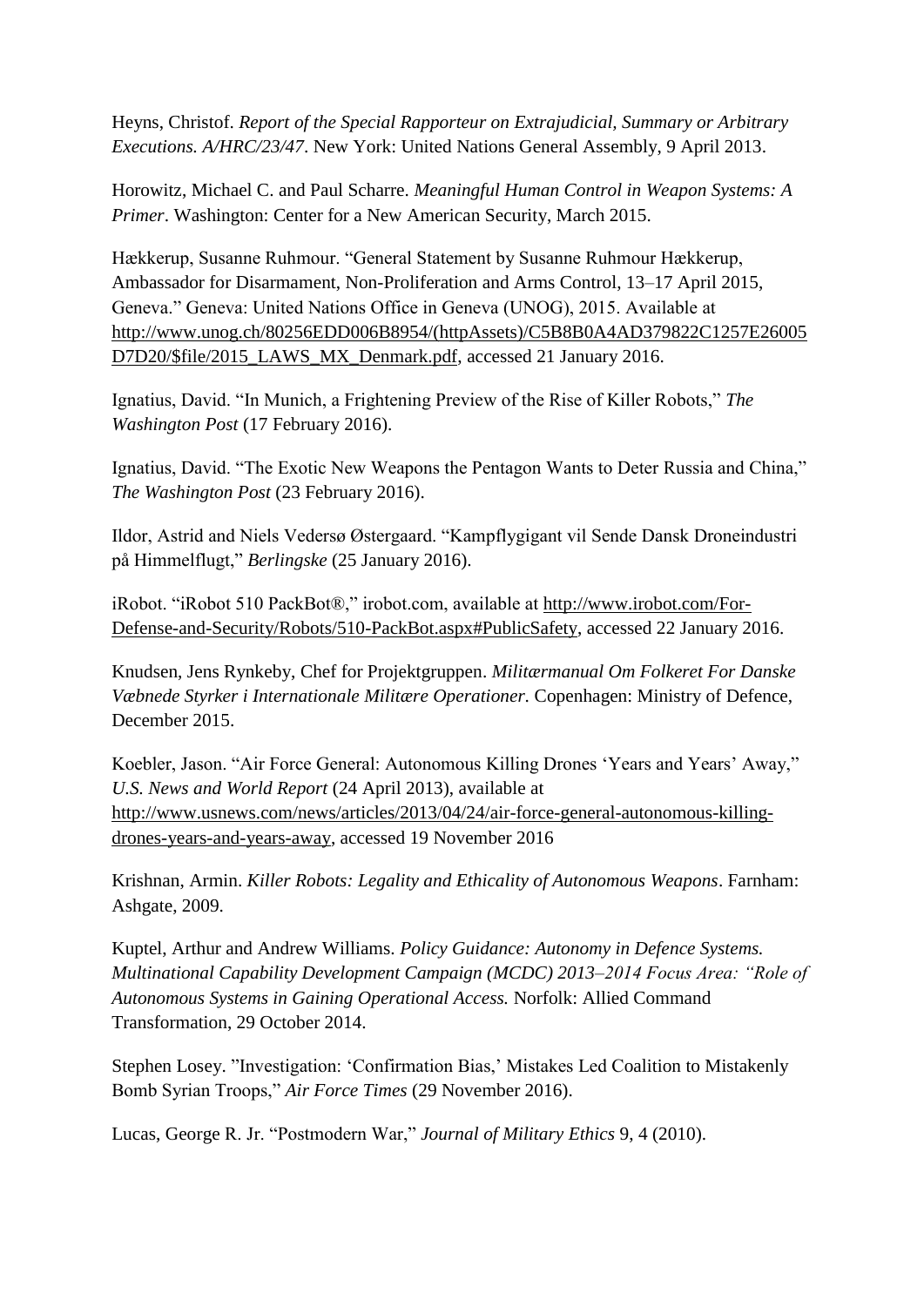Heyns, Christof. *Report of the Special Rapporteur on Extrajudicial, Summary or Arbitrary Executions. A/HRC/23/47*. New York: United Nations General Assembly, 9 April 2013.

Horowitz, Michael C. and Paul Scharre. *Meaningful Human Control in Weapon Systems: A Primer*. Washington: Center for a New American Security, March 2015.

Hækkerup, Susanne Ruhmour. "General Statement by Susanne Ruhmour Hækkerup, Ambassador for Disarmament, Non-Proliferation and Arms Control, 13–17 April 2015, Geneva." Geneva: United Nations Office in Geneva (UNOG), 2015. Available at http://www.unog.ch/80256EDD006B8954/(httpAssets)/C5B8B0A4AD379822C1257E26005D7D20/$file/2015_LAWS_MX_Denmark.pdf, accessed 21 January 2016.

Ignatius, David. "In Munich, a Frightening Preview of the Rise of Killer Robots," *The Washington Post* (17 February 2016).

Ignatius, David. "The Exotic New Weapons the Pentagon Wants to Deter Russia and China," *The Washington Post* (23 February 2016).

Ildor, Astrid and Niels Vedersø Østergaard. "Kampflygigant vil Sende Dansk Droneindustri på Himmelflugt," *Berlingske* (25 January 2016).

iRobot. "iRobot 510 PackBot®," irobot.com, available at http://www.irobot.com/For-Defense-and-Security/Robots/510-PackBot.aspx#PublicSafety, accessed 22 January 2016.

Knudsen, Jens Rynkeby, Chef for Projektgruppen. *Militærmanual Om Folkeret For Danske Væbnede Styrker i Internationale Militære Operationer.* Copenhagen: Ministry of Defence, December 2015.

Koebler, Jason. "Air Force General: Autonomous Killing Drones 'Years and Years' Away," *U.S. News and World Report* (24 April 2013), available at http://www.usnews.com/news/articles/2013/04/24/air-force-general-autonomous-killing-drones-years-and-years-away, accessed 19 November 2016

Krishnan, Armin. *Killer Robots: Legality and Ethicality of Autonomous Weapons*. Farnham: Ashgate, 2009.

Kuptel, Arthur and Andrew Williams. *Policy Guidance: Autonomy in Defence Systems. Multinational Capability Development Campaign (MCDC) 2013–2014 Focus Area: "Role of Autonomous Systems in Gaining Operational Access.* Norfolk: Allied Command Transformation, 29 October 2014.

Stephen Losey. "Investigation: 'Confirmation Bias,' Mistakes Led Coalition to Mistakenly Bomb Syrian Troops," *Air Force Times* (29 November 2016).

Lucas, George R. Jr. "Postmodern War," *Journal of Military Ethics* 9, 4 (2010).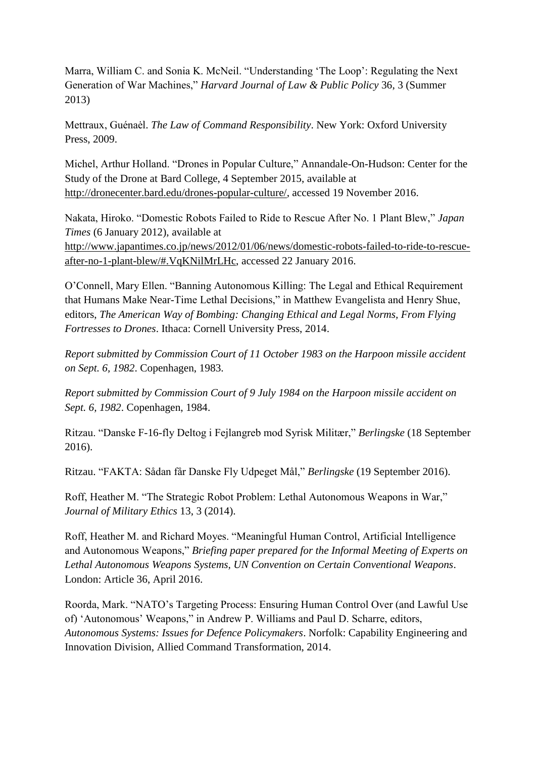Marra, William C. and Sonia K. McNeil. "Understanding 'The Loop': Regulating the Next Generation of War Machines," *Harvard Journal of Law & Public Policy* 36, 3 (Summer 2013)

Mettraux, Guénaël. *The Law of Command Responsibility*. New York: Oxford University Press, 2009.

Michel, Arthur Holland. "Drones in Popular Culture," Annandale-On-Hudson: Center for the Study of the Drone at Bard College, 4 September 2015, available at http://dronecenter.bard.edu/drones-popular-culture/, accessed 19 November 2016.

Nakata, Hiroko. "Domestic Robots Failed to Ride to Rescue After No. 1 Plant Blew," *Japan Times* (6 January 2012), available at http://www.japantimes.co.jp/news/2012/01/06/news/domestic-robots-failed-to-ride-to-rescue-after-no-1-plant-blew/#.VqKNilMrLHc, accessed 22 January 2016.

O'Connell, Mary Ellen. "Banning Autonomous Killing: The Legal and Ethical Requirement that Humans Make Near-Time Lethal Decisions," in Matthew Evangelista and Henry Shue, editors, *The American Way of Bombing: Changing Ethical and Legal Norms, From Flying Fortresses to Drones*. Ithaca: Cornell University Press, 2014.

*Report submitted by Commission Court of 11 October 1983 on the Harpoon missile accident on Sept. 6, 1982*. Copenhagen, 1983.

*Report submitted by Commission Court of 9 July 1984 on the Harpoon missile accident on Sept. 6, 1982*. Copenhagen, 1984.

Ritzau. "Danske F-16-fly Deltog i Fejlangreb mod Syrisk Militær," *Berlingske* (18 September 2016).

Ritzau. "FAKTA: Sådan får Danske Fly Udpeget Mål," *Berlingske* (19 September 2016).

Roff, Heather M. "The Strategic Robot Problem: Lethal Autonomous Weapons in War," *Journal of Military Ethics* 13, 3 (2014).

Roff, Heather M. and Richard Moyes. "Meaningful Human Control, Artificial Intelligence and Autonomous Weapons," *Briefing paper prepared for the Informal Meeting of Experts on Lethal Autonomous Weapons Systems, UN Convention on Certain Conventional Weapons*. London: Article 36, April 2016.

Roorda, Mark. "NATO's Targeting Process: Ensuring Human Control Over (and Lawful Use of) 'Autonomous' Weapons," in Andrew P. Williams and Paul D. Scharre, editors, *Autonomous Systems: Issues for Defence Policymakers*. Norfolk: Capability Engineering and Innovation Division, Allied Command Transformation, 2014.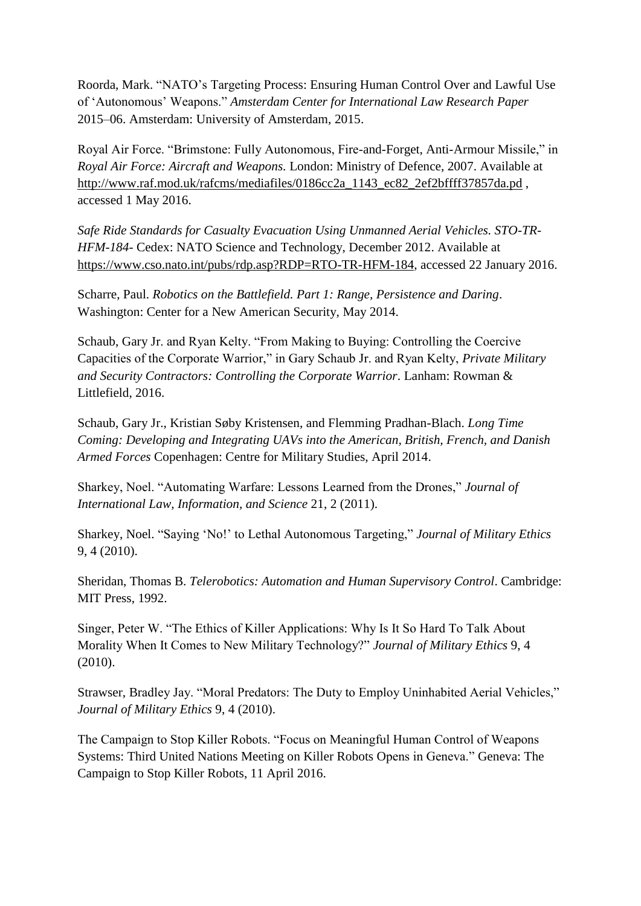Roorda, Mark. "NATO's Targeting Process: Ensuring Human Control Over and Lawful Use of 'Autonomous' Weapons." *Amsterdam Center for International Law Research Paper* 2015–06. Amsterdam: University of Amsterdam, 2015.

Royal Air Force. "Brimstone: Fully Autonomous, Fire-and-Forget, Anti-Armour Missile," in *Royal Air Force: Aircraft and Weapons.* London: Ministry of Defence, 2007. Available at http://www.raf.mod.uk/rafcms/mediafiles/0186cc2a_1143_ec82_2ef2bffff37857da.pd , accessed 1 May 2016.

*Safe Ride Standards for Casualty Evacuation Using Unmanned Aerial Vehicles. STO-TR-HFM-184*- Cedex: NATO Science and Technology, December 2012. Available at https://www.cso.nato.int/pubs/rdp.asp?RDP=RTO-TR-HFM-184, accessed 22 January 2016.

Scharre, Paul. *Robotics on the Battlefield. Part 1: Range, Persistence and Daring*. Washington: Center for a New American Security, May 2014.

Schaub, Gary Jr. and Ryan Kelty. "From Making to Buying: Controlling the Coercive Capacities of the Corporate Warrior," in Gary Schaub Jr. and Ryan Kelty, *Private Military and Security Contractors: Controlling the Corporate Warrior*. Lanham: Rowman & Littlefield, 2016.

Schaub, Gary Jr., Kristian Søby Kristensen, and Flemming Pradhan-Blach. *Long Time Coming: Developing and Integrating UAVs into the American, British, French, and Danish Armed Forces* Copenhagen: Centre for Military Studies, April 2014.

Sharkey, Noel. "Automating Warfare: Lessons Learned from the Drones," *Journal of International Law, Information, and Science* 21, 2 (2011).

Sharkey, Noel. "Saying 'No!' to Lethal Autonomous Targeting," *Journal of Military Ethics* 9, 4 (2010).

Sheridan, Thomas B. *Telerobotics: Automation and Human Supervisory Control*. Cambridge: MIT Press, 1992.

Singer, Peter W. "The Ethics of Killer Applications: Why Is It So Hard To Talk About Morality When It Comes to New Military Technology?" *Journal of Military Ethics* 9, 4 (2010).

Strawser, Bradley Jay. "Moral Predators: The Duty to Employ Uninhabited Aerial Vehicles," *Journal of Military Ethics* 9, 4 (2010).

The Campaign to Stop Killer Robots. "Focus on Meaningful Human Control of Weapons Systems: Third United Nations Meeting on Killer Robots Opens in Geneva." Geneva: The Campaign to Stop Killer Robots, 11 April 2016.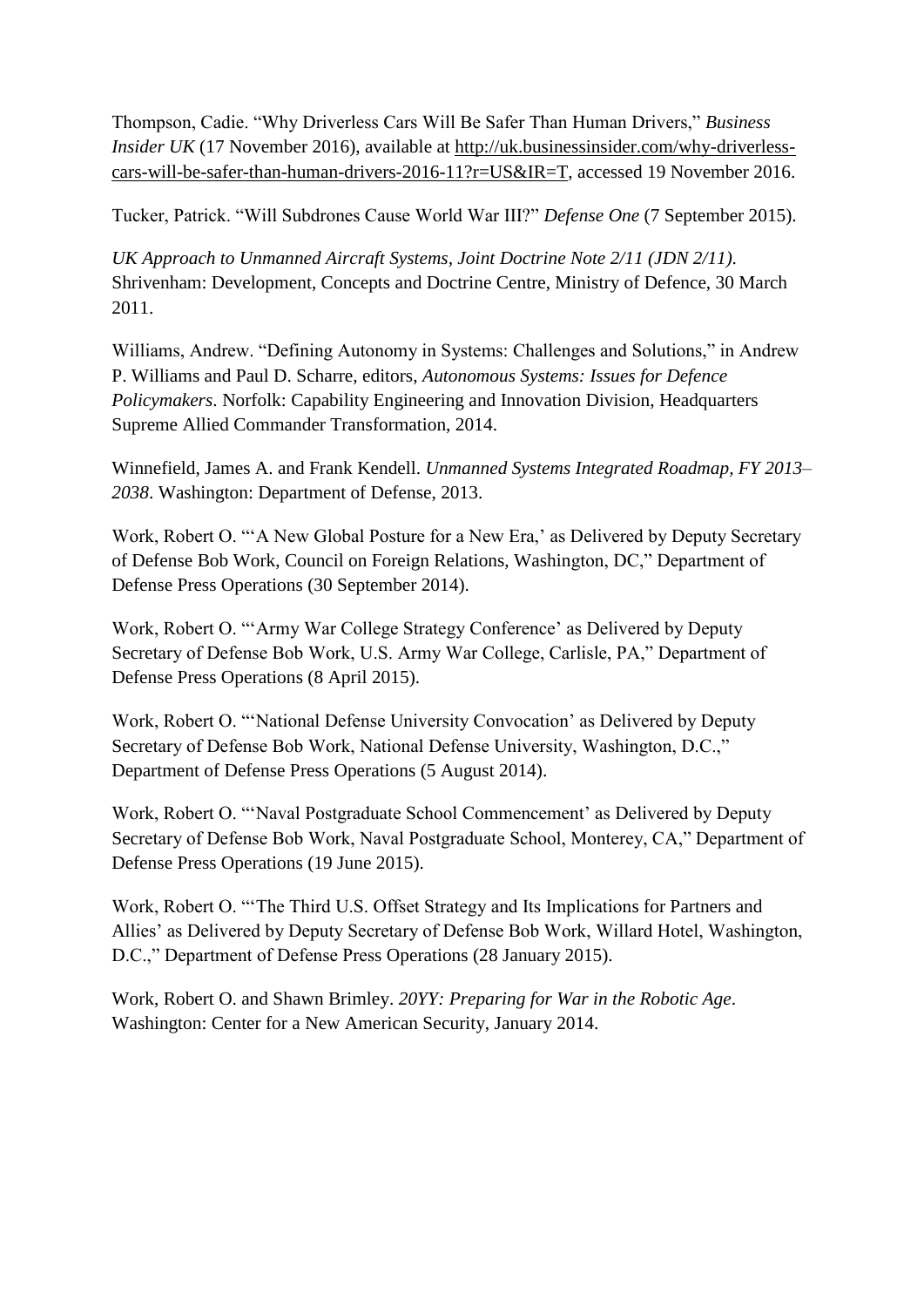Thompson, Cadie. "Why Driverless Cars Will Be Safer Than Human Drivers," *Business Insider UK* (17 November 2016), available at http://uk.businessinsider.com/why-driverless-cars-will-be-safer-than-human-drivers-2016-11?r=US&IR=T, accessed 19 November 2016.

Tucker, Patrick. "Will Subdrones Cause World War III?" *Defense One* (7 September 2015).

*UK Approach to Unmanned Aircraft Systems, Joint Doctrine Note 2/11 (JDN 2/11)*. Shrivenham: Development, Concepts and Doctrine Centre, Ministry of Defence, 30 March 2011.

Williams, Andrew. "Defining Autonomy in Systems: Challenges and Solutions," in Andrew P. Williams and Paul D. Scharre, editors, *Autonomous Systems: Issues for Defence Policymakers*. Norfolk: Capability Engineering and Innovation Division, Headquarters Supreme Allied Commander Transformation, 2014.

Winnefield, James A. and Frank Kendell. *Unmanned Systems Integrated Roadmap, FY 2013–2038*. Washington: Department of Defense, 2013.

Work, Robert O. "'A New Global Posture for a New Era,' as Delivered by Deputy Secretary of Defense Bob Work, Council on Foreign Relations, Washington, DC," Department of Defense Press Operations (30 September 2014).

Work, Robert O. "'Army War College Strategy Conference' as Delivered by Deputy Secretary of Defense Bob Work, U.S. Army War College, Carlisle, PA," Department of Defense Press Operations (8 April 2015).

Work, Robert O. "'National Defense University Convocation' as Delivered by Deputy Secretary of Defense Bob Work, National Defense University, Washington, D.C.," Department of Defense Press Operations (5 August 2014).

Work, Robert O. "'Naval Postgraduate School Commencement' as Delivered by Deputy Secretary of Defense Bob Work, Naval Postgraduate School, Monterey, CA," Department of Defense Press Operations (19 June 2015).

Work, Robert O. "'The Third U.S. Offset Strategy and Its Implications for Partners and Allies' as Delivered by Deputy Secretary of Defense Bob Work, Willard Hotel, Washington, D.C.," Department of Defense Press Operations (28 January 2015).

Work, Robert O. and Shawn Brimley. *20YY: Preparing for War in the Robotic Age*. Washington: Center for a New American Security, January 2014.